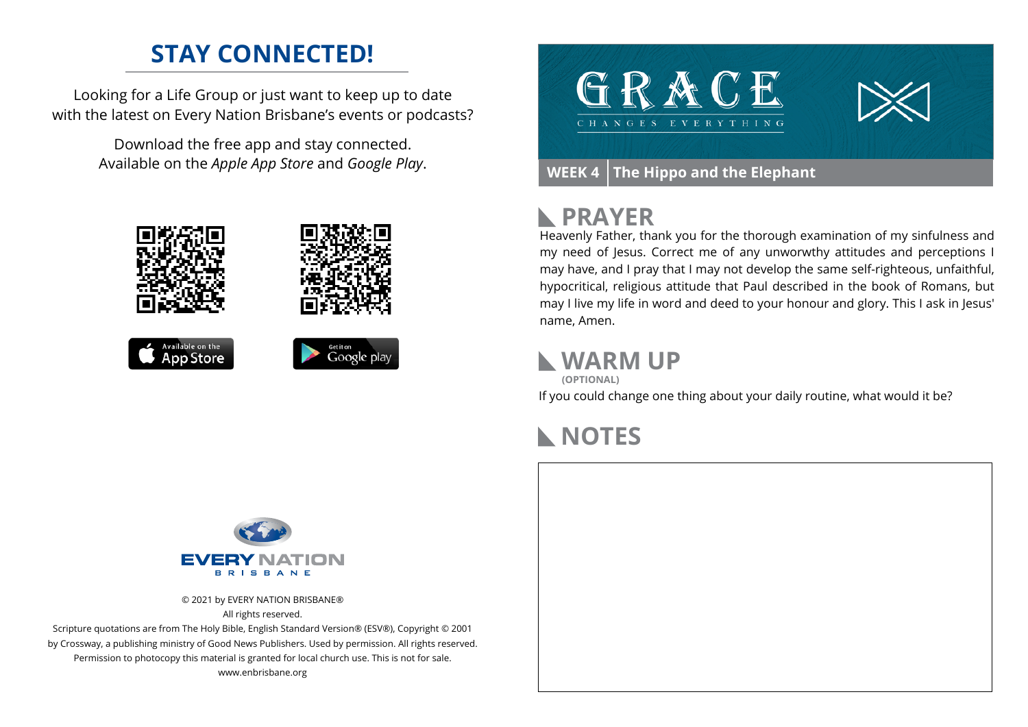# STAY CONNECTED!

Looking for a Life Group or just want to keep up to date with the latest on Every Nation Brisbane's events or podcasts?

Download the free app and stay connected. Available on the *Apple App Store* and *Google Play*.

© 2021 by EVERY NATION BRISBANE®
All rights reserved.
Scripture quotations are from The Holy Bible, English Standard Version® (ESV®), Copyright © 2001 by Crossway, a publishing ministry of Good News Publishers. Used by permission. All rights reserved.
Permission to photocopy this material is granted for local church use. This is not for sale.
www.enbrisbane.org

# GRACE

CHANGES EVERYTHING

**WEEK 4** | **The Hippo and the Elephant**

## PRAYER

Heavenly Father, thank you for the thorough examination of my sinfulness and my need of Jesus. Correct me of any unworwthy attitudes and perceptions I may have, and I pray that I may not develop the same self-righteous, unfaithful, hypocritical, religious attitude that Paul described in the book of Romans, but may I live my life in word and deed to your honour and glory. This I ask in Jesus' name, Amen.

## WARM UP

**(OPTIONAL)**

If you could change one thing about your daily routine, what would it be?

## NOTES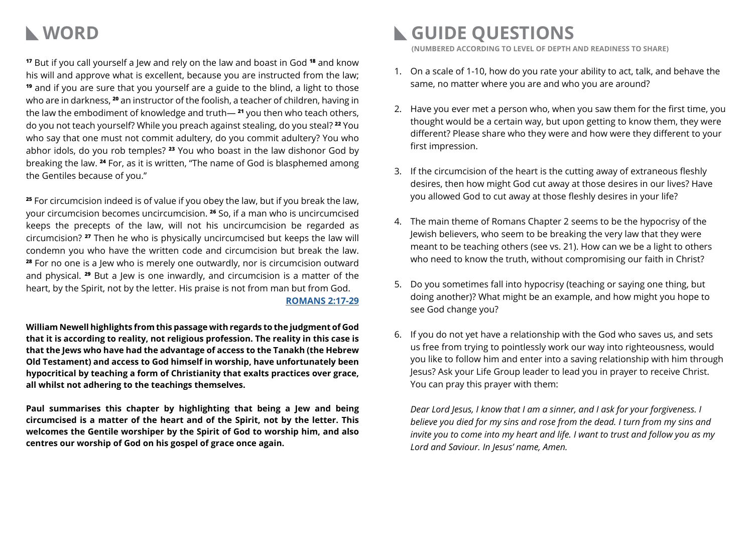## WORD

[17] But if you call yourself a Jew and rely on the law and boast in God [18] and know his will and approve what is excellent, because you are instructed from the law; [19] and if you are sure that you yourself are a guide to the blind, a light to those who are in darkness, [20] an instructor of the foolish, a teacher of children, having in the law the embodiment of knowledge and truth— [21] you then who teach others, do you not teach yourself? While you preach against stealing, do you steal? [22] You who say that one must not commit adultery, do you commit adultery? You who abhor idols, do you rob temples? [23] You who boast in the law dishonor God by breaking the law. [24] For, as it is written, "The name of God is blasphemed among the Gentiles because of you."

[25] For circumcision indeed is of value if you obey the law, but if you break the law, your circumcision becomes uncircumcision. [26] So, if a man who is uncircumcised keeps the precepts of the law, will not his uncircumcision be regarded as circumcision? [27] Then he who is physically uncircumcised but keeps the law will condemn you who have the written code and circumcision but break the law. [28] For no one is a Jew who is merely one outwardly, nor is circumcision outward and physical. [29] But a Jew is one inwardly, and circumcision is a matter of the heart, by the Spirit, not by the letter. His praise is not from man but from God.

**ROMANS 2:17-29**

**William Newell highlights from this passage with regards to the judgment of God that it is according to reality, not religious profession. The reality in this case is that the Jews who have had the advantage of access to the Tanakh (the Hebrew Old Testament) and access to God himself in worship, have unfortunately been hypocritical by teaching a form of Christianity that exalts practices over grace, all whilst not adhering to the teachings themselves.**

**Paul summarises this chapter by highlighting that being a Jew and being circumcised is a matter of the heart and of the Spirit, not by the letter. This welcomes the Gentile worshiper by the Spirit of God to worship him, and also centres our worship of God on his gospel of grace once again.**

## GUIDE QUESTIONS

**(NUMBERED ACCORDING TO LEVEL OF DEPTH AND READINESS TO SHARE)**

1. On a scale of 1-10, how do you rate your ability to act, talk, and behave the same, no matter where you are and who you are around?

2. Have you ever met a person who, when you saw them for the first time, you thought would be a certain way, but upon getting to know them, they were different? Please share who they were and how were they different to your first impression.

3. If the circumcision of the heart is the cutting away of extraneous fleshly desires, then how might God cut away at those desires in our lives? Have you allowed God to cut away at those fleshly desires in your life?

4. The main theme of Romans Chapter 2 seems to be the hypocrisy of the Jewish believers, who seem to be breaking the very law that they were meant to be teaching others (see vs. 21). How can we be a light to others who need to know the truth, without compromising our faith in Christ?

5. Do you sometimes fall into hypocrisy (teaching or saying one thing, but doing another)? What might be an example, and how might you hope to see God change you?

6. If you do not yet have a relationship with the God who saves us, and sets us free from trying to pointlessly work our way into righteousness, would you like to follow him and enter into a saving relationship with him through Jesus? Ask your Life Group leader to lead you in prayer to receive Christ. You can pray this prayer with them:

   *Dear Lord Jesus, I know that I am a sinner, and I ask for your forgiveness. I believe you died for my sins and rose from the dead. I turn from my sins and invite you to come into my heart and life. I want to trust and follow you as my Lord and Saviour. In Jesus' name, Amen.*